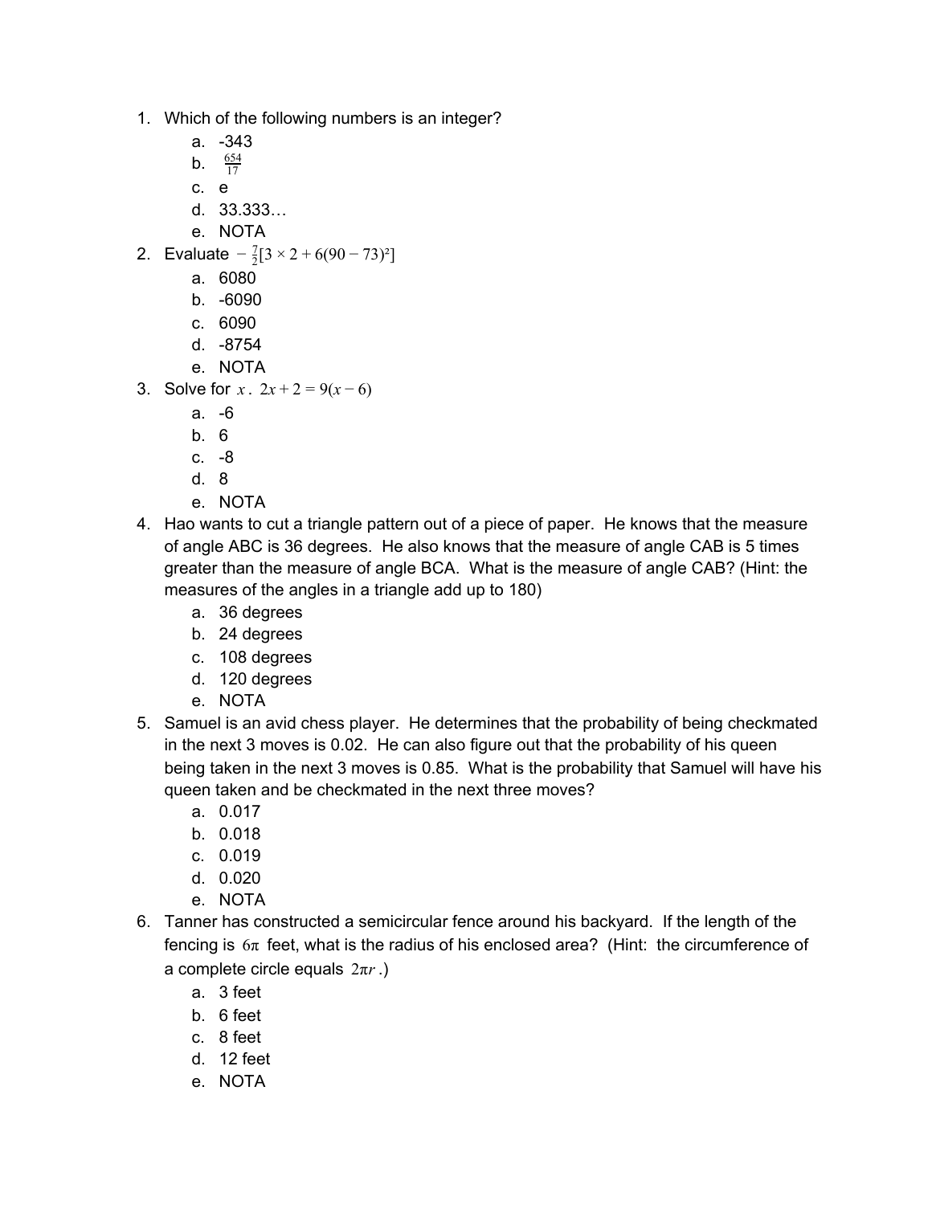1. Which of the following numbers is an integer?
    a. -343
    b. $\frac{654}{17}$
    c. e
    d. 33.333…
    e. NOTA
2. Evaluate $-\frac{7}{2}[3 \times 2 + 6(90 - 73)^2]$
    a. 6080
    b. -6090
    c. 6090
    d. -8754
    e. NOTA
3. Solve for $x$. $2x + 2 = 9(x - 6)$
    a. -6
    b. 6
    c. -8
    d. 8
    e. NOTA
4. Hao wants to cut a triangle pattern out of a piece of paper. He knows that the measure of angle ABC is 36 degrees. He also knows that the measure of angle CAB is 5 times greater than the measure of angle BCA. What is the measure of angle CAB? (Hint: the measures of the angles in a triangle add up to 180)
    a. 36 degrees
    b. 24 degrees
    c. 108 degrees
    d. 120 degrees
    e. NOTA
5. Samuel is an avid chess player. He determines that the probability of being checkmated in the next 3 moves is 0.02. He can also figure out that the probability of his queen being taken in the next 3 moves is 0.85. What is the probability that Samuel will have his queen taken and be checkmated in the next three moves?
    a. 0.017
    b. 0.018
    c. 0.019
    d. 0.020
    e. NOTA
6. Tanner has constructed a semicircular fence around his backyard. If the length of the fencing is $6\pi$ feet, what is the radius of his enclosed area? (Hint: the circumference of a complete circle equals $2\pi r$.)
    a. 3 feet
    b. 6 feet
    c. 8 feet
    d. 12 feet
    e. NOTA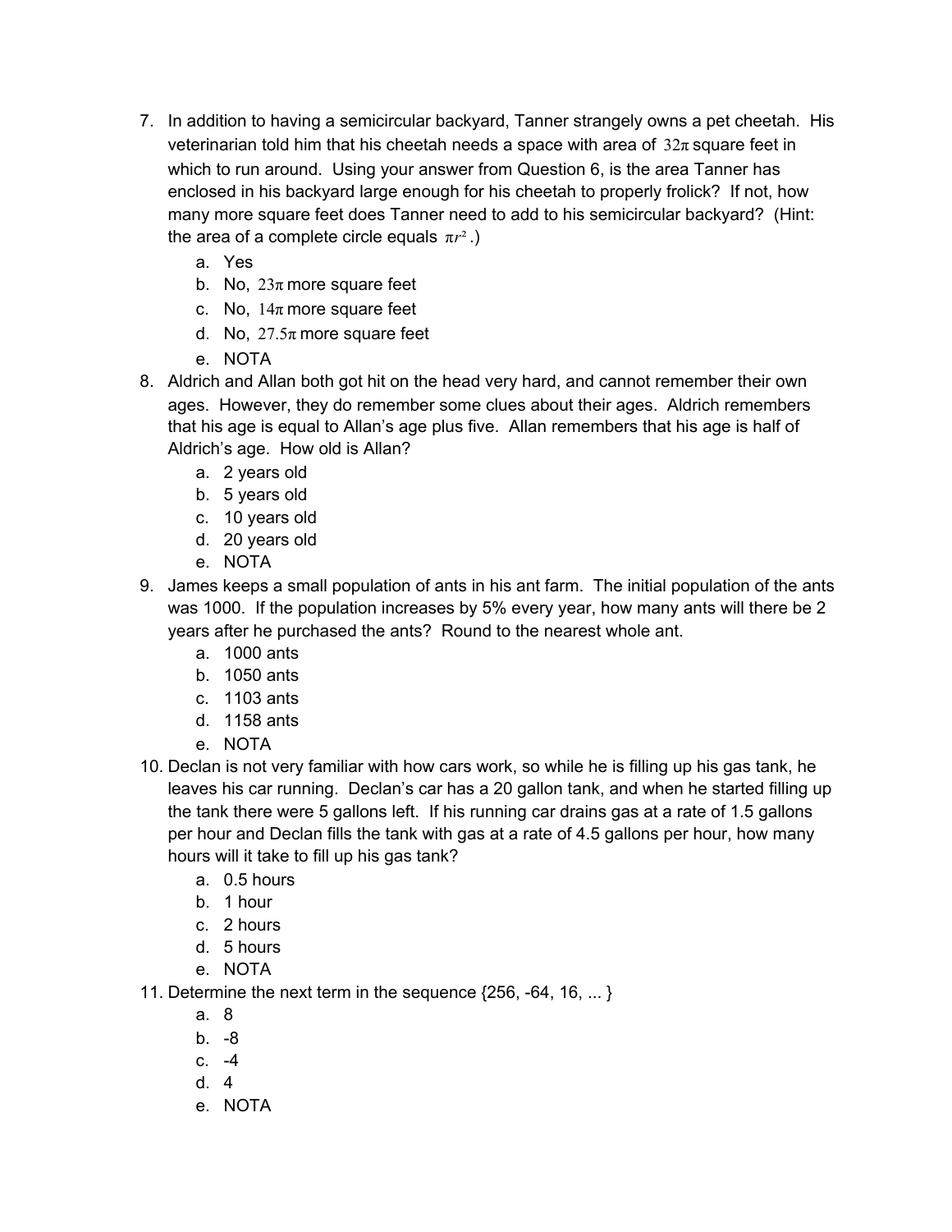7. In addition to having a semicircular backyard, Tanner strangely owns a pet cheetah. His veterinarian told him that his cheetah needs a space with area of $32\pi$ square feet in which to run around. Using your answer from Question 6, is the area Tanner has enclosed in his backyard large enough for his cheetah to properly frolick? If not, how many more square feet does Tanner need to add to his semicircular backyard? (Hint: the area of a complete circle equals $\pi r^2$.)
   a. Yes
   b. No, $23\pi$ more square feet
   c. No, $14\pi$ more square feet
   d. No, $27.5\pi$ more square feet
   e. NOTA
8. Aldrich and Allan both got hit on the head very hard, and cannot remember their own ages. However, they do remember some clues about their ages. Aldrich remembers that his age is equal to Allan's age plus five. Allan remembers that his age is half of Aldrich's age. How old is Allan?
   a. 2 years old
   b. 5 years old
   c. 10 years old
   d. 20 years old
   e. NOTA
9. James keeps a small population of ants in his ant farm. The initial population of the ants was 1000. If the population increases by 5% every year, how many ants will there be 2 years after he purchased the ants? Round to the nearest whole ant.
   a. 1000 ants
   b. 1050 ants
   c. 1103 ants
   d. 1158 ants
   e. NOTA
10. Declan is not very familiar with how cars work, so while he is filling up his gas tank, he leaves his car running. Declan's car has a 20 gallon tank, and when he started filling up the tank there were 5 gallons left. If his running car drains gas at a rate of 1.5 gallons per hour and Declan fills the tank with gas at a rate of 4.5 gallons per hour, how many hours will it take to fill up his gas tank?
    a. 0.5 hours
    b. 1 hour
    c. 2 hours
    d. 5 hours
    e. NOTA
11. Determine the next term in the sequence {256, -64, 16, ... }
    a. 8
    b. -8
    c. -4
    d. 4
    e. NOTA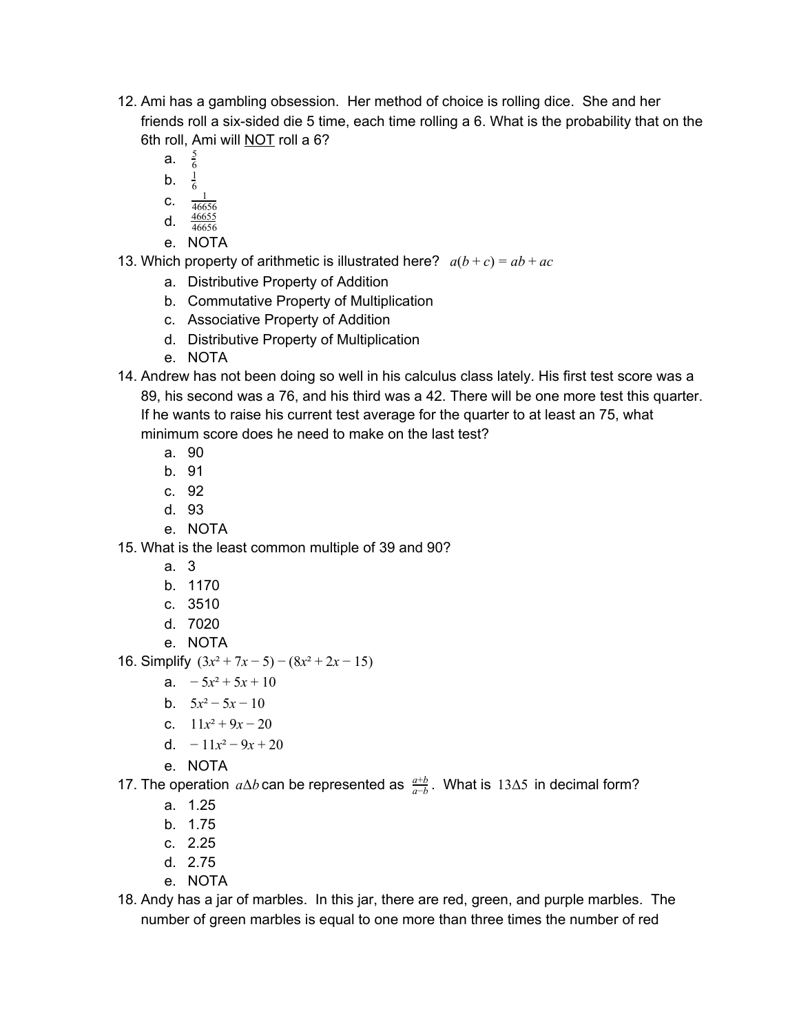12. Ami has a gambling obsession. Her method of choice is rolling dice. She and her friends roll a six-sided die 5 time, each time rolling a 6. What is the probability that on the 6th roll, Ami will NOT roll a 6?
    a. $\frac{5}{6}$
    b. $\frac{1}{6}$
    c. $\frac{1}{46656}$
    d. $\frac{46655}{46656}$
    e. NOTA
13. Which property of arithmetic is illustrated here? $a(b + c) = ab + ac$
    a. Distributive Property of Addition
    b. Commutative Property of Multiplication
    c. Associative Property of Addition
    d. Distributive Property of Multiplication
    e. NOTA
14. Andrew has not been doing so well in his calculus class lately. His first test score was a 89, his second was a 76, and his third was a 42. There will be one more test this quarter. If he wants to raise his current test average for the quarter to at least an 75, what minimum score does he need to make on the last test?
    a. 90
    b. 91
    c. 92
    d. 93
    e. NOTA
15. What is the least common multiple of 39 and 90?
    a. 3
    b. 1170
    c. 3510
    d. 7020
    e. NOTA
16. Simplify $(3x^2 + 7x - 5) - (8x^2 + 2x - 15)$
    a. $-5x^2 + 5x + 10$
    b. $5x^2 - 5x - 10$
    c. $11x^2 + 9x - 20$
    d. $-11x^2 - 9x + 20$
    e. NOTA
17. The operation $a\Delta b$ can be represented as $\frac{a+b}{a-b}$. What is $13\Delta 5$ in decimal form?
    a. 1.25
    b. 1.75
    c. 2.25
    d. 2.75
    e. NOTA
18. Andy has a jar of marbles. In this jar, there are red, green, and purple marbles. The number of green marbles is equal to one more than three times the number of red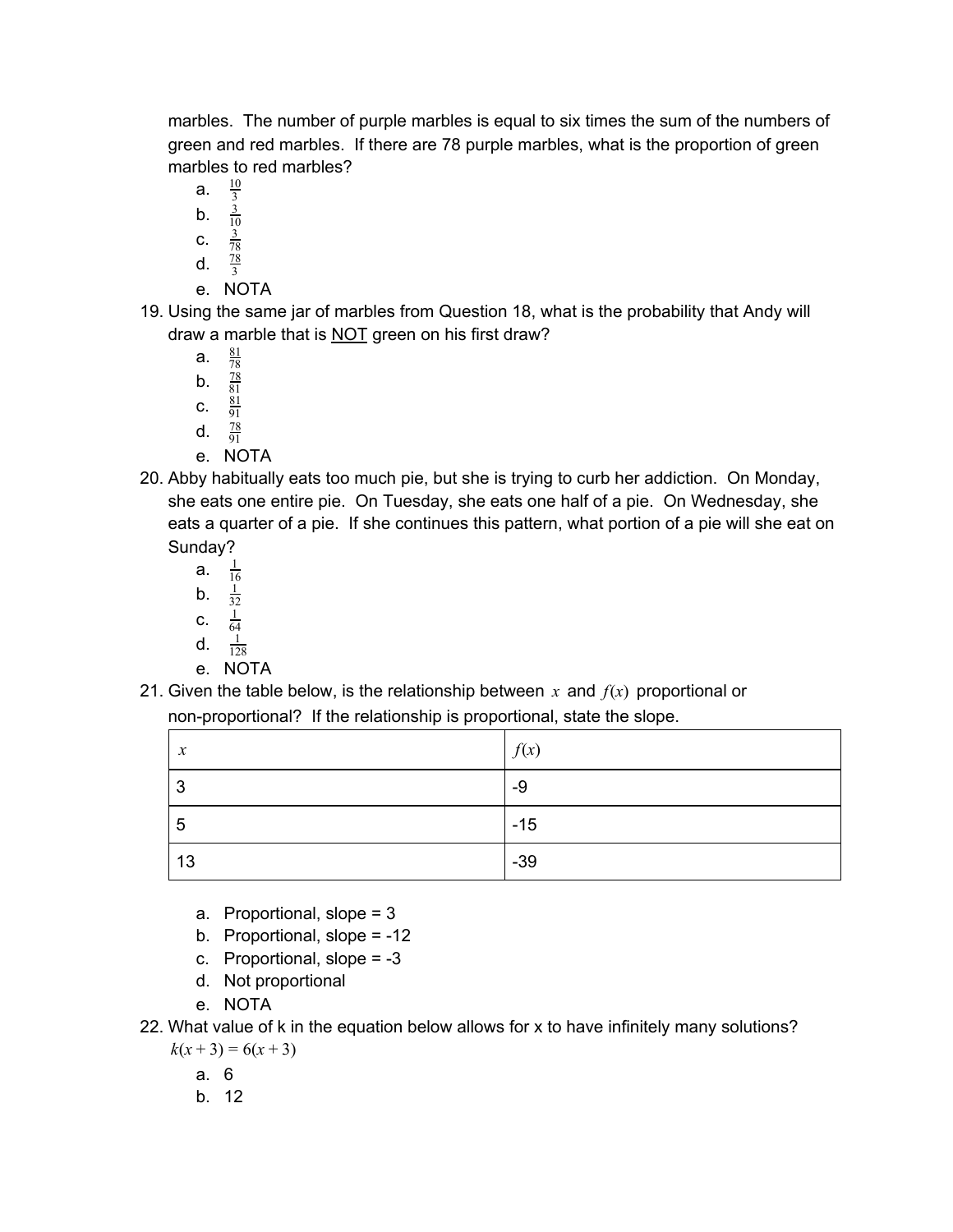marbles. The number of purple marbles is equal to six times the sum of the numbers of green and red marbles. If there are 78 purple marbles, what is the proportion of green marbles to red marbles?

a. $\frac{10}{3}$
b. $\frac{3}{10}$
c. $\frac{3}{78}$
d. $\frac{78}{3}$
e. NOTA

19. Using the same jar of marbles from Question 18, what is the probability that Andy will draw a marble that is NOT green on his first draw?
    a. $\frac{81}{78}$
    b. $\frac{78}{81}$
    c. $\frac{81}{91}$
    d. $\frac{78}{91}$
    e. NOTA
20. Abby habitually eats too much pie, but she is trying to curb her addiction. On Monday, she eats one entire pie. On Tuesday, she eats one half of a pie. On Wednesday, she eats a quarter of a pie. If she continues this pattern, what portion of a pie will she eat on Sunday?
    a. $\frac{1}{16}$
    b. $\frac{1}{32}$
    c. $\frac{1}{64}$
    d. $\frac{1}{128}$
    e. NOTA
21. Given the table below, is the relationship between $x$ and $f(x)$ proportional or non-proportional? If the relationship is proportional, state the slope.

| $x$ | $f(x)$ |
|---|---|
| 3 | -9 |
| 5 | -15 |
| 13 | -39 |

    a. Proportional, slope = 3
    b. Proportional, slope = -12
    c. Proportional, slope = -3
    d. Not proportional
    e. NOTA
22. What value of k in the equation below allows for x to have infinitely many solutions?
    $k(x + 3) = 6(x + 3)$
    a. 6
    b. 12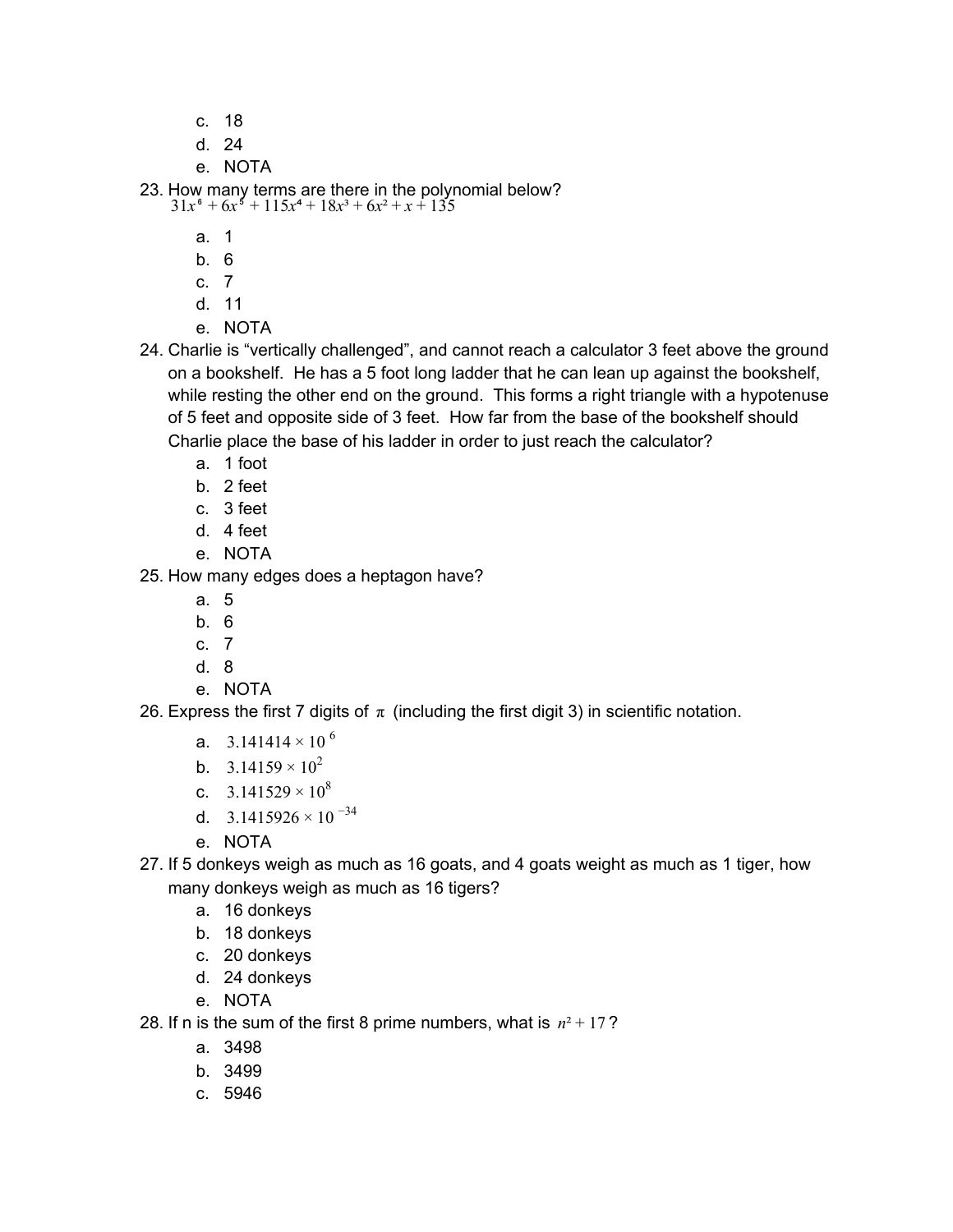c. 18
d. 24
e. NOTA

23. How many terms are there in the polynomial below?
$31x^6 + 6x^5 + 115x^4 + 18x^3 + 6x^2 + x + 135$
   a. 1
   b. 6
   c. 7
   d. 11
   e. NOTA

24. Charlie is “vertically challenged”, and cannot reach a calculator 3 feet above the ground on a bookshelf. He has a 5 foot long ladder that he can lean up against the bookshelf, while resting the other end on the ground. This forms a right triangle with a hypotenuse of 5 feet and opposite side of 3 feet. How far from the base of the bookshelf should Charlie place the base of his ladder in order to just reach the calculator?
   a. 1 foot
   b. 2 feet
   c. 3 feet
   d. 4 feet
   e. NOTA

25. How many edges does a heptagon have?
   a. 5
   b. 6
   c. 7
   d. 8
   e. NOTA

26. Express the first 7 digits of $\pi$ (including the first digit 3) in scientific notation.
   a. $3.141414 \times 10^{6}$
   b. $3.14159 \times 10^{2}$
   c. $3.141529 \times 10^{8}$
   d. $3.1415926 \times 10^{-34}$
   e. NOTA

27. If 5 donkeys weigh as much as 16 goats, and 4 goats weight as much as 1 tiger, how many donkeys weigh as much as 16 tigers?
   a. 16 donkeys
   b. 18 donkeys
   c. 20 donkeys
   d. 24 donkeys
   e. NOTA

28. If n is the sum of the first 8 prime numbers, what is $n^2 + 17$?
   a. 3498
   b. 3499
   c. 5946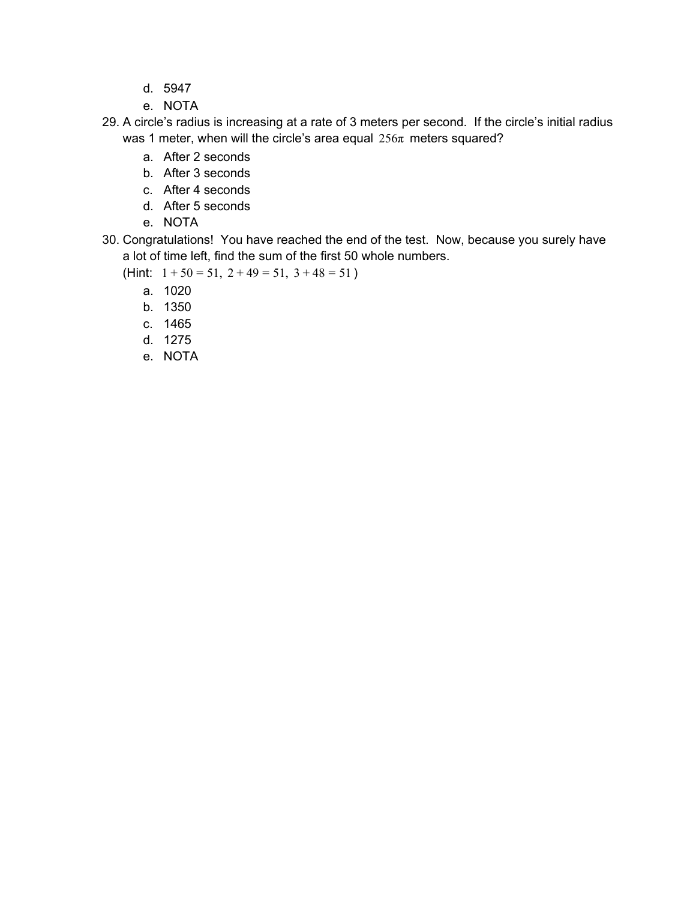d. 5947
   e. NOTA

29. A circle's radius is increasing at a rate of 3 meters per second. If the circle's initial radius was 1 meter, when will the circle's area equal $256\pi$ meters squared?
    a. After 2 seconds
    b. After 3 seconds
    c. After 4 seconds
    d. After 5 seconds
    e. NOTA

30. Congratulations! You have reached the end of the test. Now, because you surely have a lot of time left, find the sum of the first 50 whole numbers.
    (Hint: $1+50=51,\ 2+49=51,\ 3+48=51$)
    a. 1020
    b. 1350
    c. 1465
    d. 1275
    e. NOTA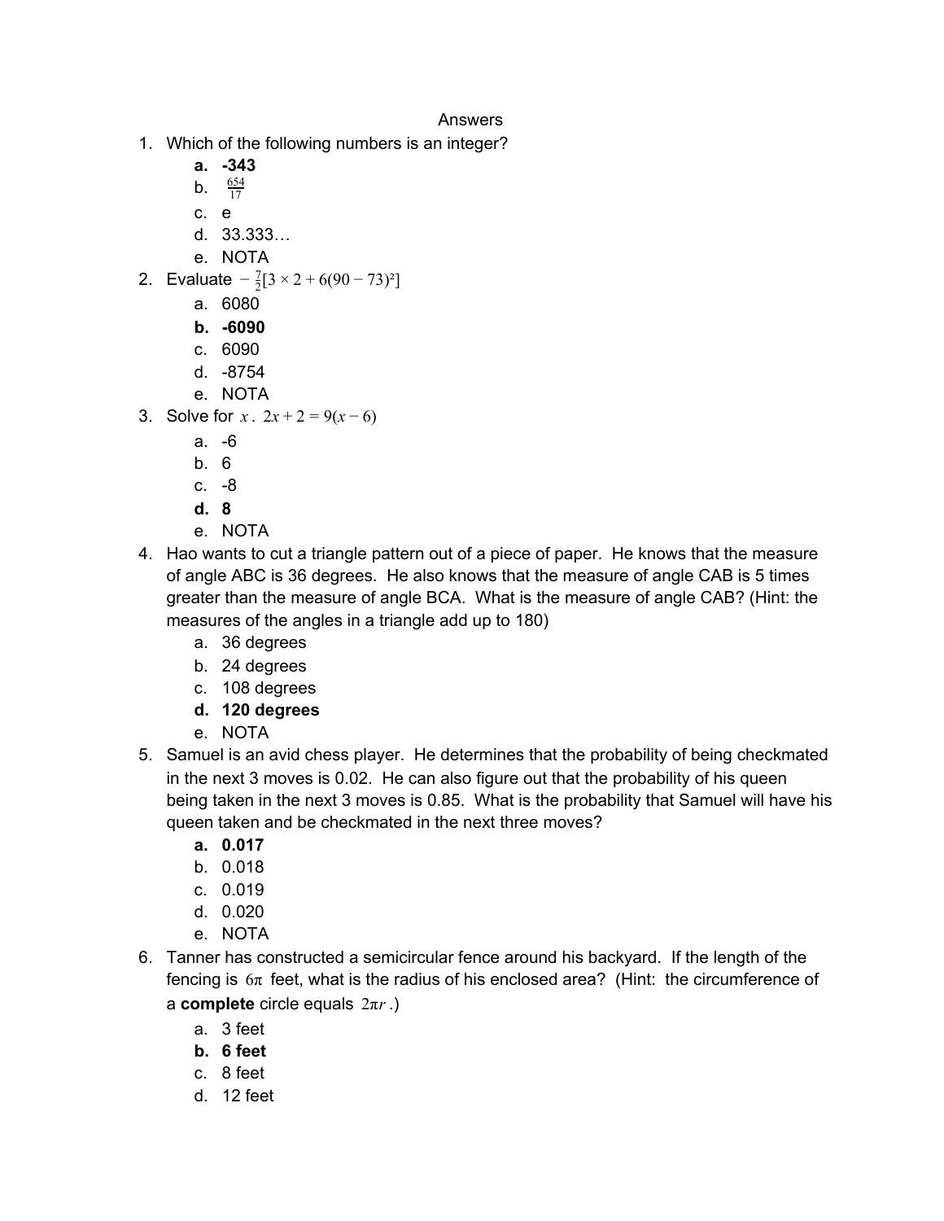Answers

1. Which of the following numbers is an integer?
   - **a. -343**
   - b. $\frac{654}{17}$
   - c. e
   - d. 33.333…
   - e. NOTA
2. Evaluate $-\frac{7}{2}[3 \times 2 + 6(90 - 73)^2]$
   - a. 6080
   - **b. -6090**
   - c. 6090
   - d. -8754
   - e. NOTA
3. Solve for $x$. $2x + 2 = 9(x - 6)$
   - a. -6
   - b. 6
   - c. -8
   - **d. 8**
   - e. NOTA
4. Hao wants to cut a triangle pattern out of a piece of paper. He knows that the measure of angle ABC is 36 degrees. He also knows that the measure of angle CAB is 5 times greater than the measure of angle BCA. What is the measure of angle CAB? (Hint: the measures of the angles in a triangle add up to 180)
   - a. 36 degrees
   - b. 24 degrees
   - c. 108 degrees
   - **d. 120 degrees**
   - e. NOTA
5. Samuel is an avid chess player. He determines that the probability of being checkmated in the next 3 moves is 0.02. He can also figure out that the probability of his queen being taken in the next 3 moves is 0.85. What is the probability that Samuel will have his queen taken and be checkmated in the next three moves?
   - **a. 0.017**
   - b. 0.018
   - c. 0.019
   - d. 0.020
   - e. NOTA
6. Tanner has constructed a semicircular fence around his backyard. If the length of the fencing is $6\pi$ feet, what is the radius of his enclosed area? (Hint: the circumference of a **complete** circle equals $2\pi r$.)
   - a. 3 feet
   - **b. 6 feet**
   - c. 8 feet
   - d. 12 feet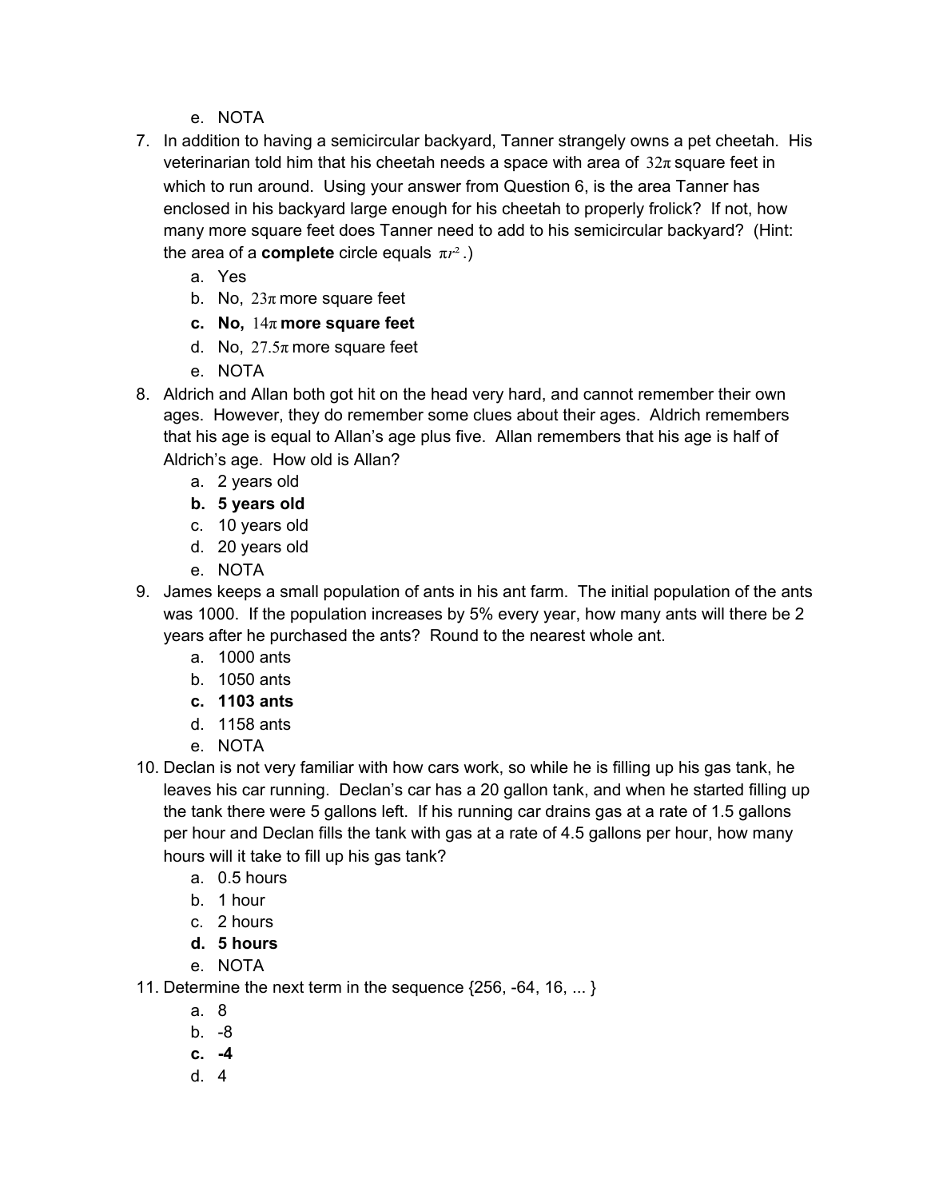e. NOTA

7. In addition to having a semicircular backyard, Tanner strangely owns a pet cheetah. His veterinarian told him that his cheetah needs a space with area of $32\pi$ square feet in which to run around. Using your answer from Question 6, is the area Tanner has enclosed in his backyard large enough for his cheetah to properly frolick? If not, how many more square feet does Tanner need to add to his semicircular backyard? (Hint: the area of a **complete** circle equals $\pi r^2$.)
   a. Yes
   b. No, $23\pi$ more square feet
   **c. No, $14\pi$ more square feet**
   d. No, $27.5\pi$ more square feet
   e. NOTA

8. Aldrich and Allan both got hit on the head very hard, and cannot remember their own ages. However, they do remember some clues about their ages. Aldrich remembers that his age is equal to Allan's age plus five. Allan remembers that his age is half of Aldrich's age. How old is Allan?
   a. 2 years old
   **b. 5 years old**
   c. 10 years old
   d. 20 years old
   e. NOTA

9. James keeps a small population of ants in his ant farm. The initial population of the ants was 1000. If the population increases by 5% every year, how many ants will there be 2 years after he purchased the ants? Round to the nearest whole ant.
   a. 1000 ants
   b. 1050 ants
   **c. 1103 ants**
   d. 1158 ants
   e. NOTA

10. Declan is not very familiar with how cars work, so while he is filling up his gas tank, he leaves his car running. Declan's car has a 20 gallon tank, and when he started filling up the tank there were 5 gallons left. If his running car drains gas at a rate of 1.5 gallons per hour and Declan fills the tank with gas at a rate of 4.5 gallons per hour, how many hours will it take to fill up his gas tank?
    a. 0.5 hours
    b. 1 hour
    c. 2 hours
    **d. 5 hours**
    e. NOTA

11. Determine the next term in the sequence {256, -64, 16, ... }
    a. 8
    b. -8
    **c. -4**
    d. 4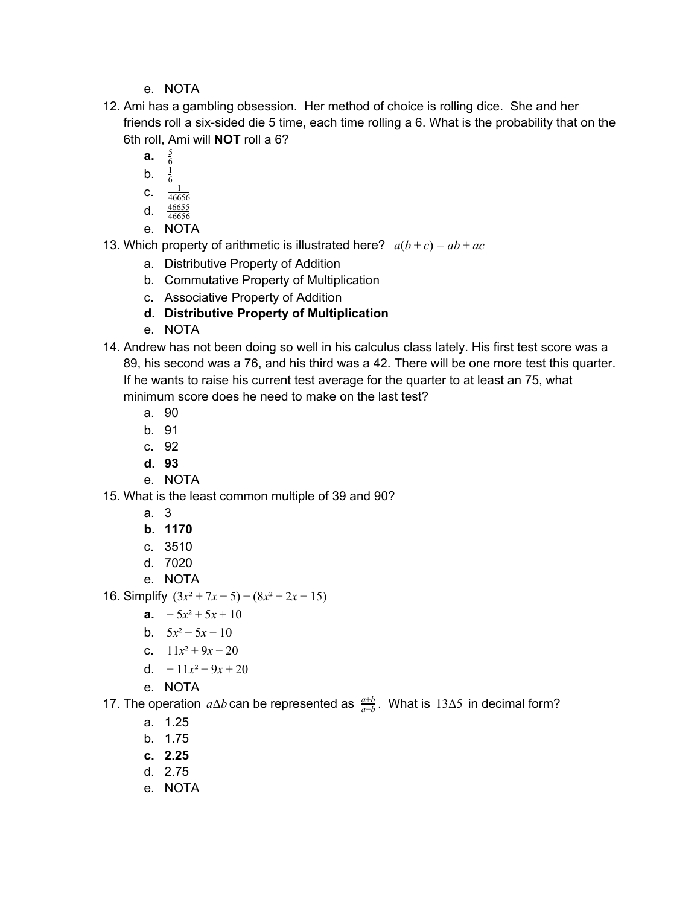e. NOTA

12. Ami has a gambling obsession. Her method of choice is rolling dice. She and her friends roll a six-sided die 5 time, each time rolling a 6. What is the probability that on the 6th roll, Ami will **NOT** roll a 6?
    - **a.** $\frac{5}{6}$
    - b. $\frac{1}{6}$
    - c. $\frac{1}{46656}$
    - d. $\frac{46655}{46656}$
    - e. NOTA

13. Which property of arithmetic is illustrated here? $a(b+c) = ab + ac$
    - a. Distributive Property of Addition
    - b. Commutative Property of Multiplication
    - c. Associative Property of Addition
    - **d. Distributive Property of Multiplication**
    - e. NOTA

14. Andrew has not been doing so well in his calculus class lately. His first test score was a 89, his second was a 76, and his third was a 42. There will be one more test this quarter. If he wants to raise his current test average for the quarter to at least an 75, what minimum score does he need to make on the last test?
    - a. 90
    - b. 91
    - c. 92
    - **d. 93**
    - e. NOTA

15. What is the least common multiple of 39 and 90?
    - a. 3
    - **b. 1170**
    - c. 3510
    - d. 7020
    - e. NOTA

16. Simplify $(3x^2 + 7x - 5) - (8x^2 + 2x - 15)$
    - **a.** $-5x^2 + 5x + 10$
    - b. $5x^2 - 5x - 10$
    - c. $11x^2 + 9x - 20$
    - d. $-11x^2 - 9x + 20$
    - e. NOTA

17. The operation $a \Delta b$ can be represented as $\frac{a+b}{a-b}$. What is $13 \Delta 5$ in decimal form?
    - a. 1.25
    - b. 1.75
    - **c. 2.25**
    - d. 2.75
    - e. NOTA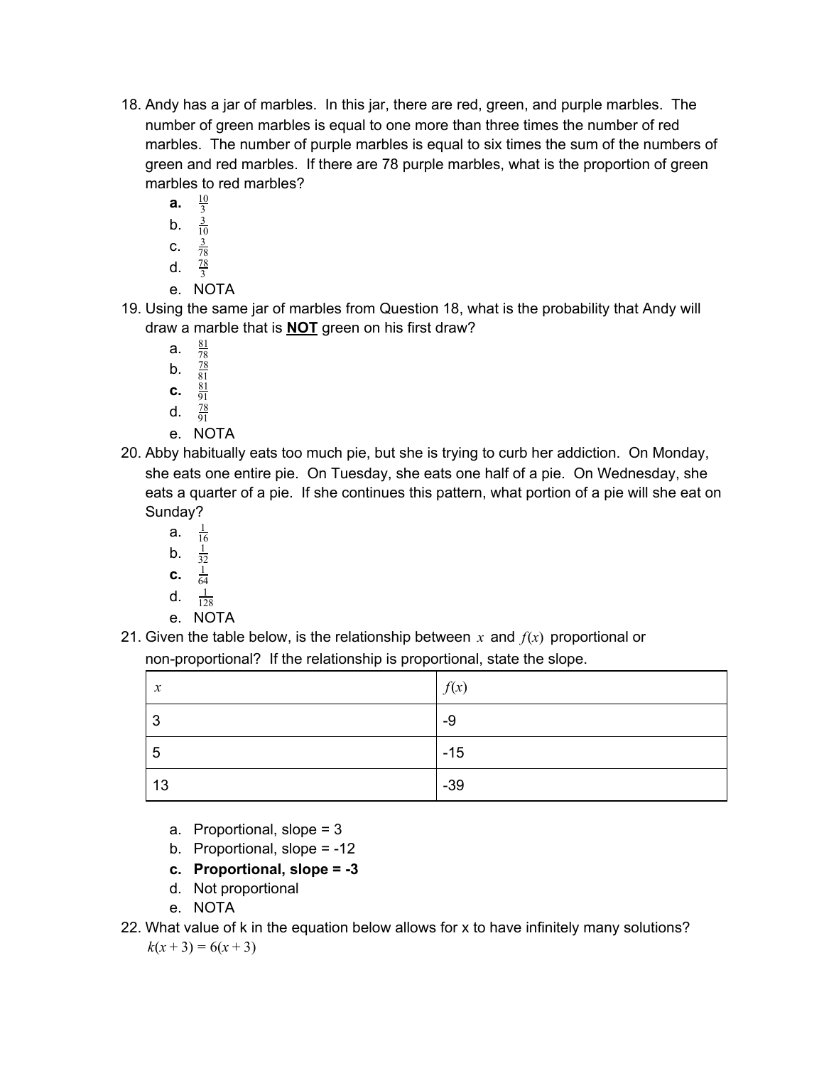18. Andy has a jar of marbles. In this jar, there are red, green, and purple marbles. The number of green marbles is equal to one more than three times the number of red marbles. The number of purple marbles is equal to six times the sum of the numbers of green and red marbles. If there are 78 purple marbles, what is the proportion of green marbles to red marbles?
    **a.** $\frac{10}{3}$
    b. $\frac{3}{10}$
    c. $\frac{3}{78}$
    d. $\frac{78}{3}$
    e. NOTA
19. Using the same jar of marbles from Question 18, what is the probability that Andy will draw a marble that is **NOT** green on his first draw?
    a. $\frac{81}{78}$
    b. $\frac{78}{81}$
    **c.** $\frac{81}{91}$
    d. $\frac{78}{91}$
    e. NOTA
20. Abby habitually eats too much pie, but she is trying to curb her addiction. On Monday, she eats one entire pie. On Tuesday, she eats one half of a pie. On Wednesday, she eats a quarter of a pie. If she continues this pattern, what portion of a pie will she eat on Sunday?
    a. $\frac{1}{16}$
    b. $\frac{1}{32}$
    **c.** $\frac{1}{64}$
    d. $\frac{1}{128}$
    e. NOTA
21. Given the table below, is the relationship between $x$ and $f(x)$ proportional or non-proportional? If the relationship is proportional, state the slope.

| $x$ | $f(x)$ |
|---|---|
| 3 | -9 |
| 5 | -15 |
| 13 | -39 |

    a. Proportional, slope = 3
    b. Proportional, slope = -12
    **c. Proportional, slope = -3**
    d. Not proportional
    e. NOTA
22. What value of k in the equation below allows for x to have infinitely many solutions?
    $k(x+3) = 6(x+3)$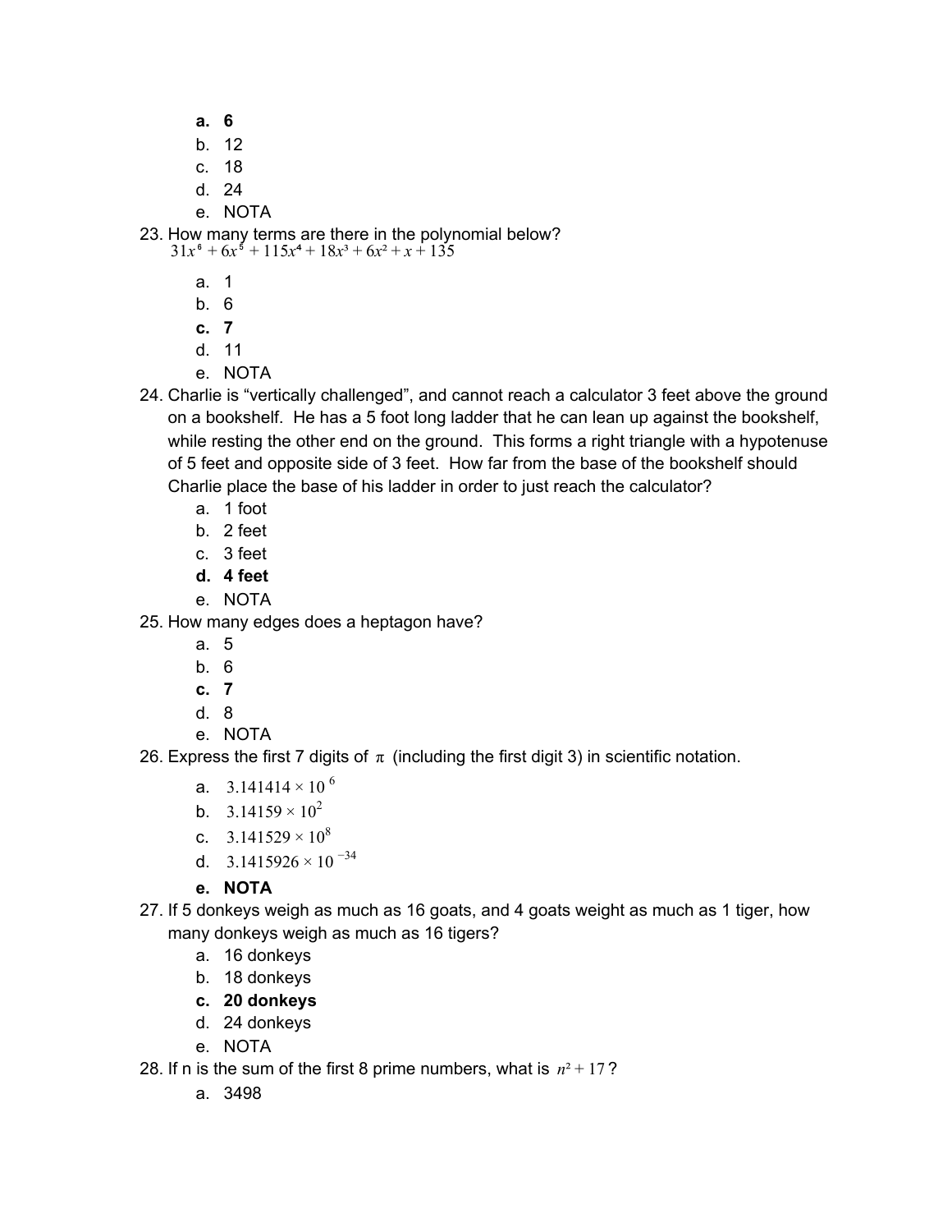a. **6**
b. 12
c. 18
d. 24
e. NOTA

23. How many terms are there in the polynomial below?
$31x^6 + 6x^5 + 115x^4 + 18x^3 + 6x^2 + x + 135$
   a. 1
   b. 6
   c. **7**
   d. 11
   e. NOTA

24. Charlie is “vertically challenged”, and cannot reach a calculator 3 feet above the ground on a bookshelf. He has a 5 foot long ladder that he can lean up against the bookshelf, while resting the other end on the ground. This forms a right triangle with a hypotenuse of 5 feet and opposite side of 3 feet. How far from the base of the bookshelf should Charlie place the base of his ladder in order to just reach the calculator?
   a. 1 foot
   b. 2 feet
   c. 3 feet
   d. **4 feet**
   e. NOTA

25. How many edges does a heptagon have?
   a. 5
   b. 6
   c. **7**
   d. 8
   e. NOTA

26. Express the first 7 digits of $\pi$ (including the first digit 3) in scientific notation.
   a. $3.141414 \times 10^{6}$
   b. $3.14159 \times 10^{2}$
   c. $3.141529 \times 10^{8}$
   d. $3.1415926 \times 10^{-34}$
   e. **NOTA**

27. If 5 donkeys weigh as much as 16 goats, and 4 goats weight as much as 1 tiger, how many donkeys weigh as much as 16 tigers?
   a. 16 donkeys
   b. 18 donkeys
   c. **20 donkeys**
   d. 24 donkeys
   e. NOTA

28. If n is the sum of the first 8 prime numbers, what is $n^2 + 17$?
   a. 3498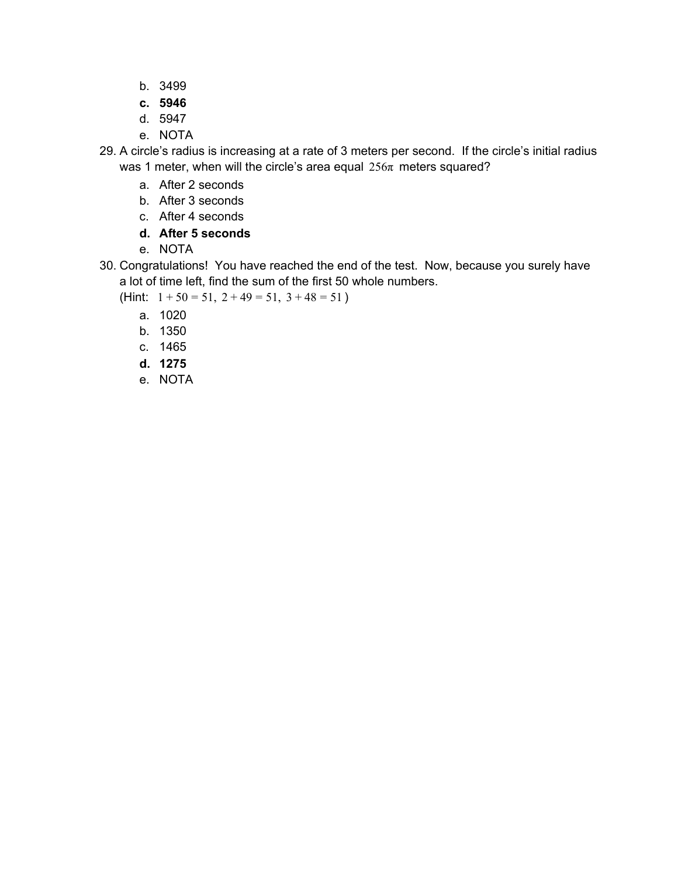b. 3499
   **c. 5946**
   d. 5947
   e. NOTA

29. A circle's radius is increasing at a rate of 3 meters per second. If the circle's initial radius was 1 meter, when will the circle's area equal $256\pi$ meters squared?
   a. After 2 seconds
   b. After 3 seconds
   c. After 4 seconds
   **d. After 5 seconds**
   e. NOTA

30. Congratulations! You have reached the end of the test. Now, because you surely have a lot of time left, find the sum of the first 50 whole numbers.
   (Hint: $1+50=51,\ 2+49=51,\ 3+48=51$)
   a. 1020
   b. 1350
   c. 1465
   **d. 1275**
   e. NOTA